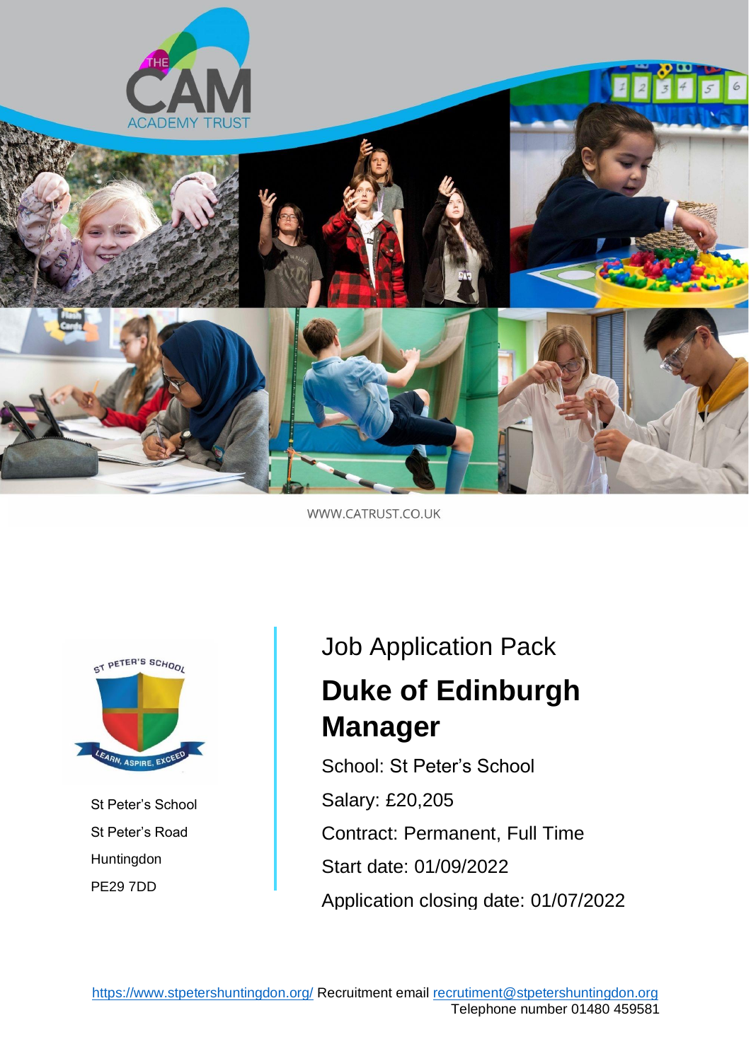THE CAM ACADEMY TRUST

WWW.CATRUST.CO.UK

ST PETER'S SCHOOL

LEARN, ASPIRE, EXCEED

St Peter's School
St Peter's Road
Huntingdon
PE29 7DD

Job Application Pack

# Duke of Edinburgh Manager

School: St Peter's School

Salary: £20,205

Contract: Permanent, Full Time

Start date: 01/09/2022

Application closing date: 01/07/2022

https://www.stpetershuntingdon.org/ Recruitment email recrutiment@stpetershuntingdon.org
Telephone number 01480 459581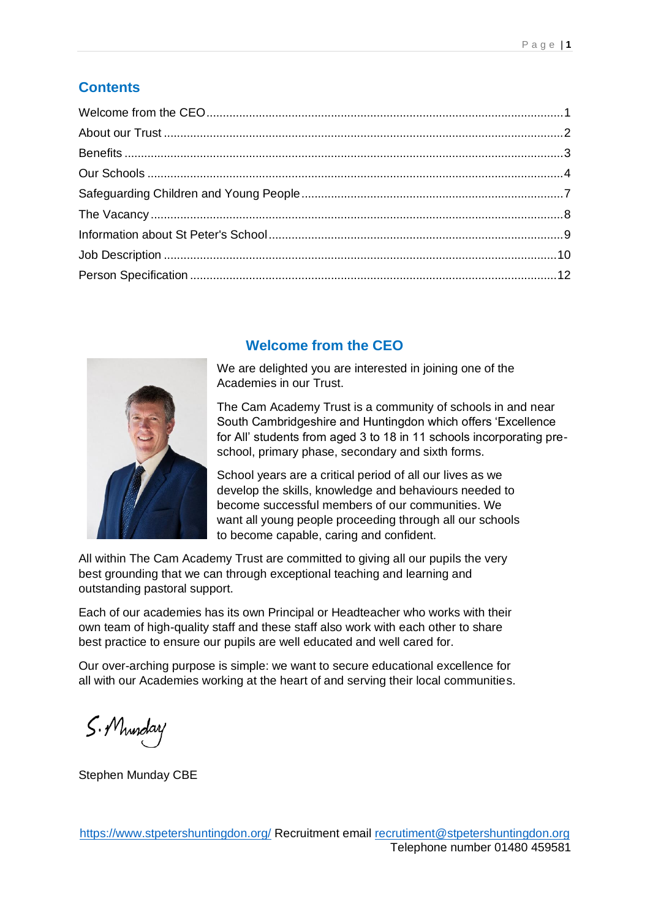## Contents

- Welcome from the CEO ........ 1
- About our Trust ........ 2
- Benefits ........ 3
- Our Schools ........ 4
- Safeguarding Children and Young People ........ 7
- The Vacancy ........ 8
- Information about St Peter's School ........ 9
- Job Description ........ 10
- Person Specification ........ 12

## Welcome from the CEO

We are delighted you are interested in joining one of the Academies in our Trust.

The Cam Academy Trust is a community of schools in and near South Cambridgeshire and Huntingdon which offers 'Excellence for All' students from aged 3 to 18 in 11 schools incorporating pre-school, primary phase, secondary and sixth forms.

School years are a critical period of all our lives as we develop the skills, knowledge and behaviours needed to become successful members of our communities. We want all young people proceeding through all our schools to become capable, caring and confident.

All within The Cam Academy Trust are committed to giving all our pupils the very best grounding that we can through exceptional teaching and learning and outstanding pastoral support.

Each of our academies has its own Principal or Headteacher who works with their own team of high-quality staff and these staff also work with each other to share best practice to ensure our pupils are well educated and well cared for.

Our over-arching purpose is simple: we want to secure educational excellence for all with our Academies working at the heart of and serving their local communities.

S. Munday

Stephen Munday CBE

https://www.stpetershuntingdon.org/ Recruitment email recrutiment@stpetershuntingdon.org
Telephone number 01480 459581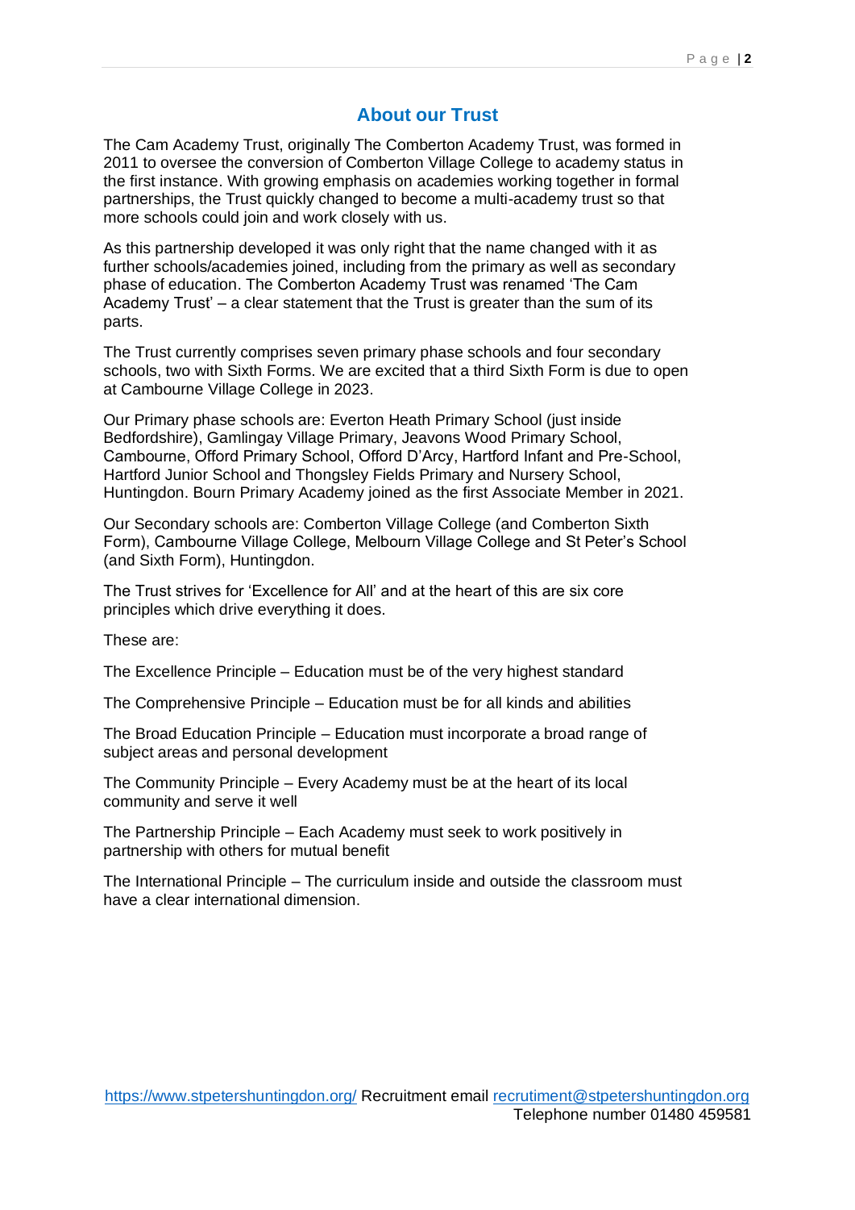## About our Trust

The Cam Academy Trust, originally The Comberton Academy Trust, was formed in 2011 to oversee the conversion of Comberton Village College to academy status in the first instance. With growing emphasis on academies working together in formal partnerships, the Trust quickly changed to become a multi-academy trust so that more schools could join and work closely with us.

As this partnership developed it was only right that the name changed with it as further schools/academies joined, including from the primary as well as secondary phase of education. The Comberton Academy Trust was renamed 'The Cam Academy Trust' – a clear statement that the Trust is greater than the sum of its parts.

The Trust currently comprises seven primary phase schools and four secondary schools, two with Sixth Forms. We are excited that a third Sixth Form is due to open at Cambourne Village College in 2023.

Our Primary phase schools are: Everton Heath Primary School (just inside Bedfordshire), Gamlingay Village Primary, Jeavons Wood Primary School, Cambourne, Offord Primary School, Offord D'Arcy, Hartford Infant and Pre-School, Hartford Junior School and Thongsley Fields Primary and Nursery School, Huntingdon. Bourn Primary Academy joined as the first Associate Member in 2021.

Our Secondary schools are: Comberton Village College (and Comberton Sixth Form), Cambourne Village College, Melbourn Village College and St Peter's School (and Sixth Form), Huntingdon.

The Trust strives for 'Excellence for All' and at the heart of this are six core principles which drive everything it does.

These are:

The Excellence Principle – Education must be of the very highest standard

The Comprehensive Principle – Education must be for all kinds and abilities

The Broad Education Principle – Education must incorporate a broad range of subject areas and personal development

The Community Principle – Every Academy must be at the heart of its local community and serve it well

The Partnership Principle – Each Academy must seek to work positively in partnership with others for mutual benefit

The International Principle – The curriculum inside and outside the classroom must have a clear international dimension.

https://www.stpetershuntingdon.org/ Recruitment email recrutiment@stpetershuntingdon.org
Telephone number 01480 459581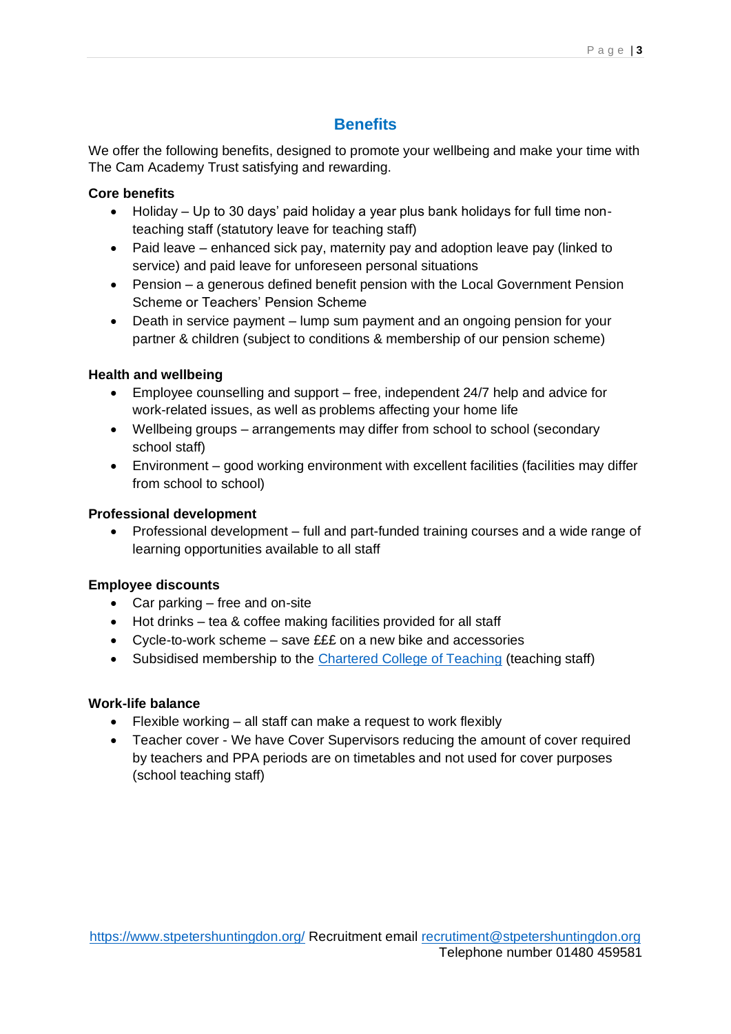## Benefits

We offer the following benefits, designed to promote your wellbeing and make your time with The Cam Academy Trust satisfying and rewarding.

**Core benefits**

- Holiday – Up to 30 days' paid holiday a year plus bank holidays for full time non-teaching staff (statutory leave for teaching staff)
- Paid leave – enhanced sick pay, maternity pay and adoption leave pay (linked to service) and paid leave for unforeseen personal situations
- Pension – a generous defined benefit pension with the Local Government Pension Scheme or Teachers' Pension Scheme
- Death in service payment – lump sum payment and an ongoing pension for your partner & children (subject to conditions & membership of our pension scheme)

**Health and wellbeing**

- Employee counselling and support – free, independent 24/7 help and advice for work-related issues, as well as problems affecting your home life
- Wellbeing groups – arrangements may differ from school to school (secondary school staff)
- Environment – good working environment with excellent facilities (facilities may differ from school to school)

**Professional development**

- Professional development – full and part-funded training courses and a wide range of learning opportunities available to all staff

**Employee discounts**

- Car parking – free and on-site
- Hot drinks – tea & coffee making facilities provided for all staff
- Cycle-to-work scheme – save £££ on a new bike and accessories
- Subsidised membership to the [Chartered College of Teaching](Chartered College of Teaching) (teaching staff)

**Work-life balance**

- Flexible working – all staff can make a request to work flexibly
- Teacher cover - We have Cover Supervisors reducing the amount of cover required by teachers and PPA periods are on timetables and not used for cover purposes (school teaching staff)

https://www.stpetershuntingdon.org/ Recruitment email recrutiment@stpetershuntingdon.org
Telephone number 01480 459581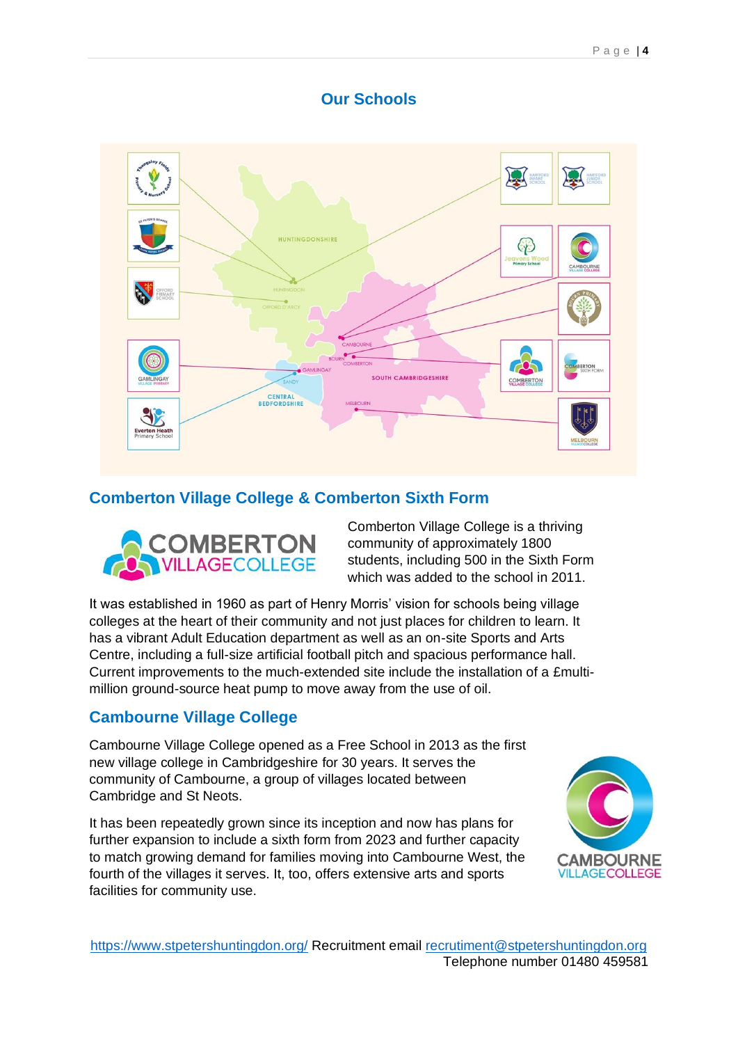## Our Schools

### Comberton Village College & Comberton Sixth Form

Comberton Village College is a thriving community of approximately 1800 students, including 500 in the Sixth Form which was added to the school in 2011.

It was established in 1960 as part of Henry Morris' vision for schools being village colleges at the heart of their community and not just places for children to learn. It has a vibrant Adult Education department as well as an on-site Sports and Arts Centre, including a full-size artificial football pitch and spacious performance hall. Current improvements to the much-extended site include the installation of a £multi-million ground-source heat pump to move away from the use of oil.

### Cambourne Village College

Cambourne Village College opened as a Free School in 2013 as the first new village college in Cambridgeshire for 30 years. It serves the community of Cambourne, a group of villages located between Cambridge and St Neots.

It has been repeatedly grown since its inception and now has plans for further expansion to include a sixth form from 2023 and further capacity to match growing demand for families moving into Cambourne West, the fourth of the villages it serves. It, too, offers extensive arts and sports facilities for community use.

https://www.stpetershuntingdon.org/ Recruitment email recrutiment@stpetershuntingdon.org
Telephone number 01480 459581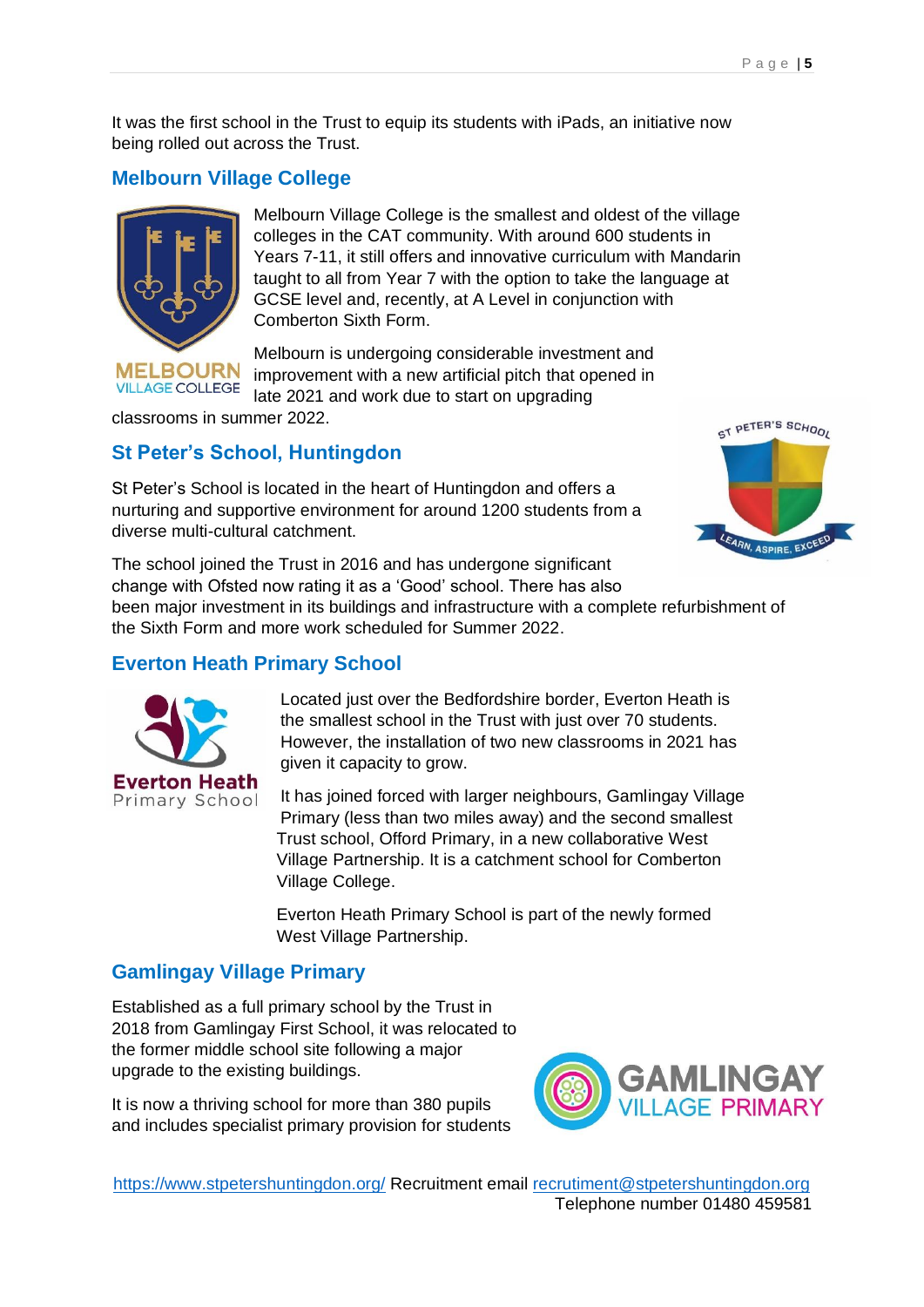It was the first school in the Trust to equip its students with iPads, an initiative now being rolled out across the Trust.

## Melbourn Village College

Melbourn Village College is the smallest and oldest of the village colleges in the CAT community. With around 600 students in Years 7-11, it still offers and innovative curriculum with Mandarin taught to all from Year 7 with the option to take the language at GCSE level and, recently, at A Level in conjunction with Comberton Sixth Form.

Melbourn is undergoing considerable investment and improvement with a new artificial pitch that opened in late 2021 and work due to start on upgrading classrooms in summer 2022.

## St Peter's School, Huntingdon

St Peter's School is located in the heart of Huntingdon and offers a nurturing and supportive environment for around 1200 students from a diverse multi-cultural catchment.

The school joined the Trust in 2016 and has undergone significant change with Ofsted now rating it as a 'Good' school. There has also been major investment in its buildings and infrastructure with a complete refurbishment of the Sixth Form and more work scheduled for Summer 2022.

## Everton Heath Primary School

Located just over the Bedfordshire border, Everton Heath is the smallest school in the Trust with just over 70 students. However, the installation of two new classrooms in 2021 has given it capacity to grow.

It has joined forced with larger neighbours, Gamlingay Village Primary (less than two miles away) and the second smallest Trust school, Offord Primary, in a new collaborative West Village Partnership. It is a catchment school for Comberton Village College.

Everton Heath Primary School is part of the newly formed West Village Partnership.

## Gamlingay Village Primary

Established as a full primary school by the Trust in 2018 from Gamlingay First School, it was relocated to the former middle school site following a major upgrade to the existing buildings.

It is now a thriving school for more than 380 pupils and includes specialist primary provision for students

https://www.stpetershuntingdon.org/ Recruitment email recrutiment@stpetershuntingdon.org
Telephone number 01480 459581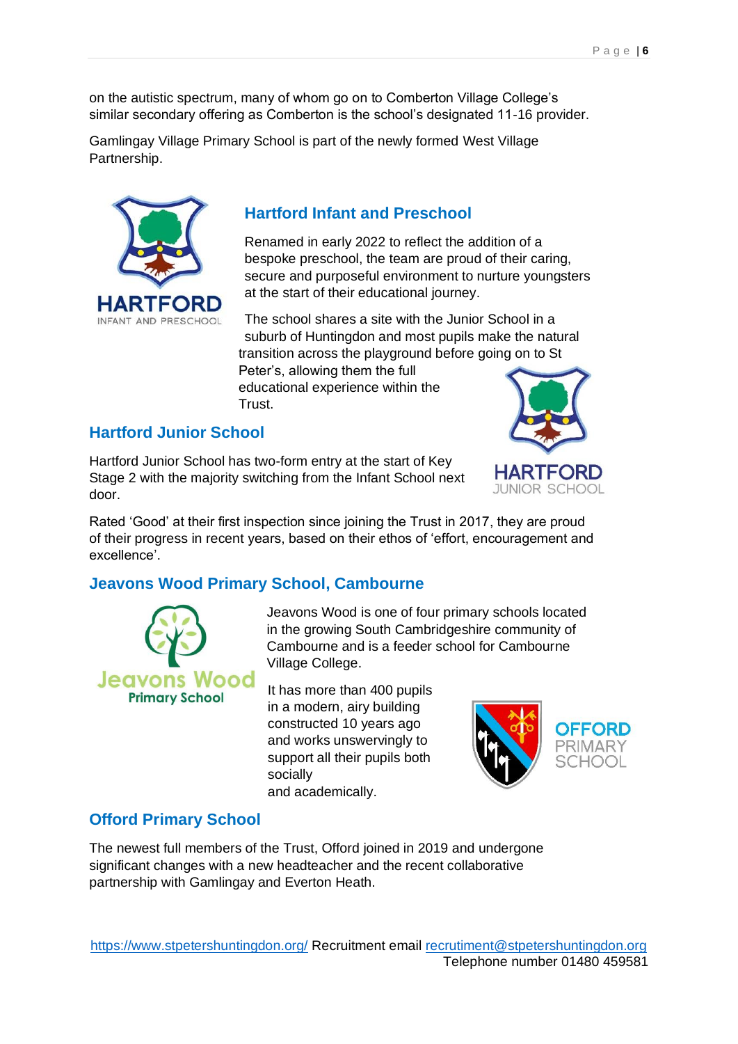on the autistic spectrum, many of whom go on to Comberton Village College's similar secondary offering as Comberton is the school's designated 11-16 provider.

Gamlingay Village Primary School is part of the newly formed West Village Partnership.

## Hartford Infant and Preschool

Renamed in early 2022 to reflect the addition of a bespoke preschool, the team are proud of their caring, secure and purposeful environment to nurture youngsters at the start of their educational journey.

The school shares a site with the Junior School in a suburb of Huntingdon and most pupils make the natural transition across the playground before going on to St Peter's, allowing them the full educational experience within the Trust.

## Hartford Junior School

Hartford Junior School has two-form entry at the start of Key Stage 2 with the majority switching from the Infant School next door.

Rated 'Good' at their first inspection since joining the Trust in 2017, they are proud of their progress in recent years, based on their ethos of 'effort, encouragement and excellence'.

## Jeavons Wood Primary School, Cambourne

Jeavons Wood is one of four primary schools located in the growing South Cambridgeshire community of Cambourne and is a feeder school for Cambourne Village College.

It has more than 400 pupils in a modern, airy building constructed 10 years ago and works unswervingly to support all their pupils both socially and academically.

## Offord Primary School

The newest full members of the Trust, Offord joined in 2019 and undergone significant changes with a new headteacher and the recent collaborative partnership with Gamlingay and Everton Heath.

https://www.stpetershuntingdon.org/ Recruitment email recrutiment@stpetershuntingdon.org
Telephone number 01480 459581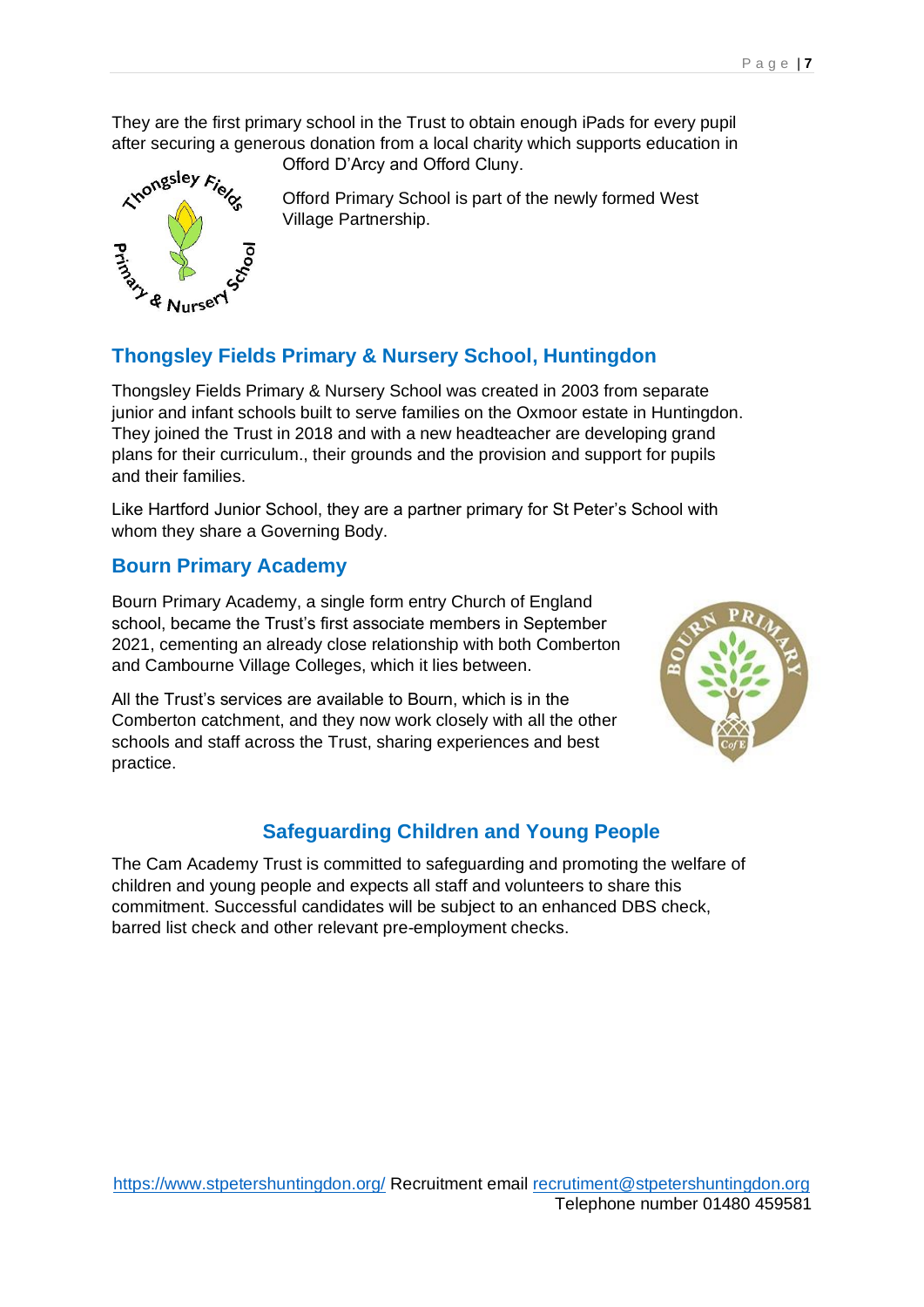They are the first primary school in the Trust to obtain enough iPads for every pupil after securing a generous donation from a local charity which supports education in Offord D'Arcy and Offord Cluny.

Offord Primary School is part of the newly formed West Village Partnership.

## Thongsley Fields Primary & Nursery School, Huntingdon

Thongsley Fields Primary & Nursery School was created in 2003 from separate junior and infant schools built to serve families on the Oxmoor estate in Huntingdon. They joined the Trust in 2018 and with a new headteacher are developing grand plans for their curriculum., their grounds and the provision and support for pupils and their families.

Like Hartford Junior School, they are a partner primary for St Peter's School with whom they share a Governing Body.

## Bourn Primary Academy

Bourn Primary Academy, a single form entry Church of England school, became the Trust's first associate members in September 2021, cementing an already close relationship with both Comberton and Cambourne Village Colleges, which it lies between.

All the Trust's services are available to Bourn, which is in the Comberton catchment, and they now work closely with all the other schools and staff across the Trust, sharing experiences and best practice.

## Safeguarding Children and Young People

The Cam Academy Trust is committed to safeguarding and promoting the welfare of children and young people and expects all staff and volunteers to share this commitment. Successful candidates will be subject to an enhanced DBS check, barred list check and other relevant pre-employment checks.

https://www.stpetershuntingdon.org/ Recruitment email recrutiment@stpetershuntingdon.org
Telephone number 01480 459581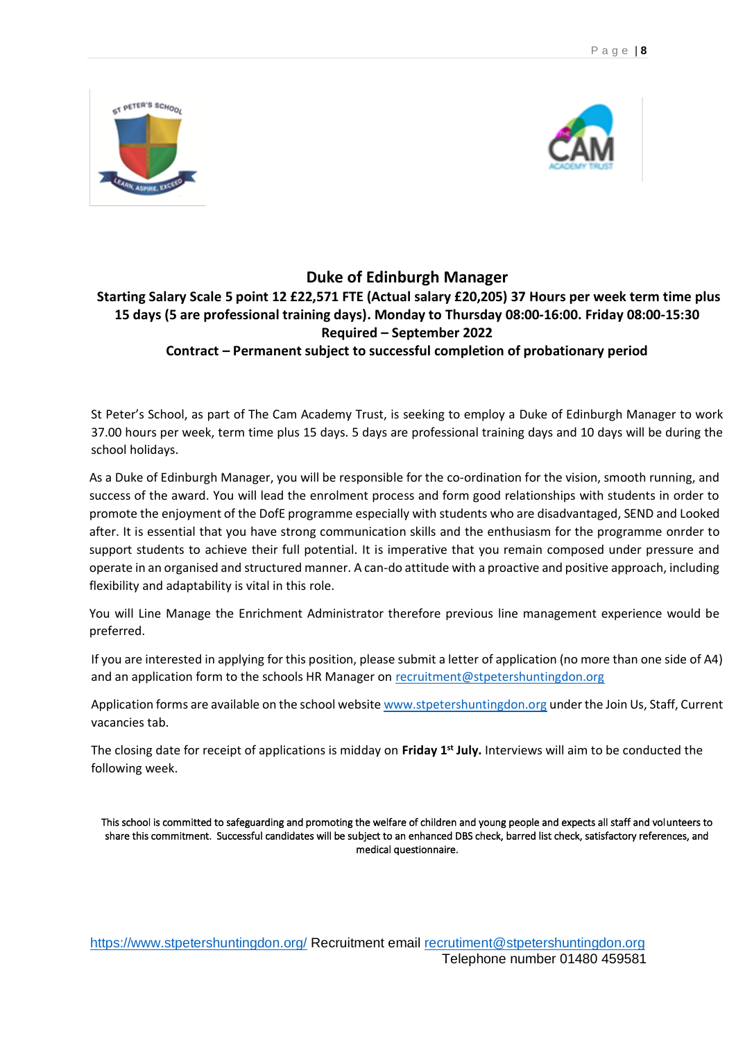# Duke of Edinburgh Manager

**Starting Salary Scale 5 point 12 £22,571 FTE (Actual salary £20,205) 37 Hours per week term time plus 15 days (5 are professional training days). Monday to Thursday 08:00-16:00. Friday 08:00-15:30**

**Required – September 2022**

**Contract – Permanent subject to successful completion of probationary period**

St Peter's School, as part of The Cam Academy Trust, is seeking to employ a Duke of Edinburgh Manager to work 37.00 hours per week, term time plus 15 days. 5 days are professional training days and 10 days will be during the school holidays.

As a Duke of Edinburgh Manager, you will be responsible for the co-ordination for the vision, smooth running, and success of the award. You will lead the enrolment process and form good relationships with students in order to promote the enjoyment of the DofE programme especially with students who are disadvantaged, SEND and Looked after. It is essential that you have strong communication skills and the enthusiasm for the programme onrder to support students to achieve their full potential. It is imperative that you remain composed under pressure and operate in an organised and structured manner. A can-do attitude with a proactive and positive approach, including flexibility and adaptability is vital in this role.

You will Line Manage the Enrichment Administrator therefore previous line management experience would be preferred.

If you are interested in applying for this position, please submit a letter of application (no more than one side of A4) and an application form to the schools HR Manager on recruitment@stpetershuntingdon.org

Application forms are available on the school website www.stpetershuntingdon.org under the Join Us, Staff, Current vacancies tab.

The closing date for receipt of applications is midday on **Friday 1st July.** Interviews will aim to be conducted the following week.

This school is committed to safeguarding and promoting the welfare of children and young people and expects all staff and volunteers to share this commitment. Successful candidates will be subject to an enhanced DBS check, barred list check, satisfactory references, and medical questionnaire.

https://www.stpetershuntingdon.org/ Recruitment email recrutiment@stpetershuntingdon.org
Telephone number 01480 459581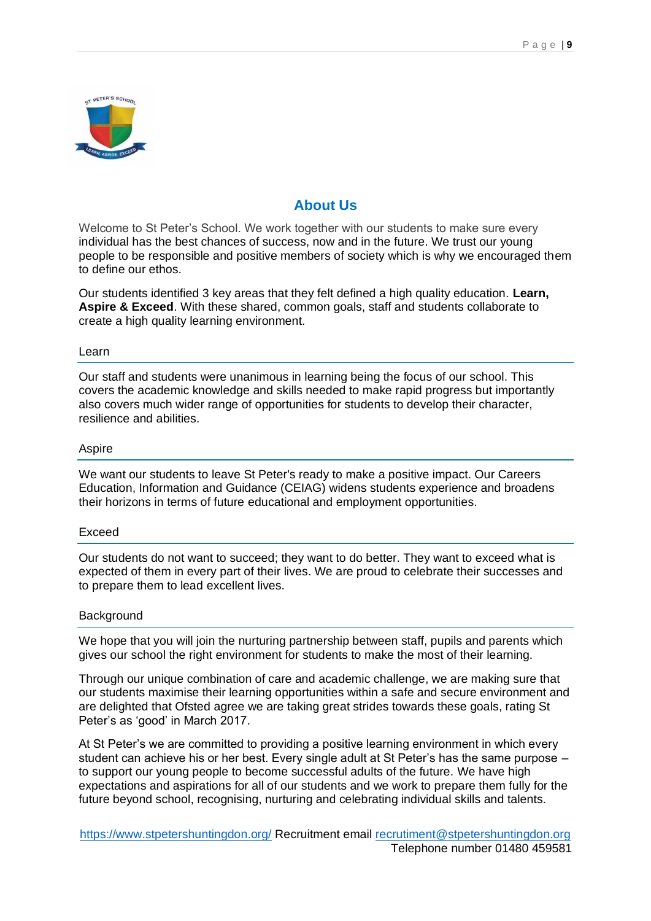## About Us

Welcome to St Peter's School. We work together with our students to make sure every individual has the best chances of success, now and in the future. We trust our young people to be responsible and positive members of society which is why we encouraged them to define our ethos.

Our students identified 3 key areas that they felt defined a high quality education. **Learn, Aspire & Exceed**. With these shared, common goals, staff and students collaborate to create a high quality learning environment.

### Learn

Our staff and students were unanimous in learning being the focus of our school. This covers the academic knowledge and skills needed to make rapid progress but importantly also covers much wider range of opportunities for students to develop their character, resilience and abilities.

### Aspire

We want our students to leave St Peter's ready to make a positive impact. Our Careers Education, Information and Guidance (CEIAG) widens students experience and broadens their horizons in terms of future educational and employment opportunities.

### Exceed

Our students do not want to succeed; they want to do better. They want to exceed what is expected of them in every part of their lives. We are proud to celebrate their successes and to prepare them to lead excellent lives.

### Background

We hope that you will join the nurturing partnership between staff, pupils and parents which gives our school the right environment for students to make the most of their learning.

Through our unique combination of care and academic challenge, we are making sure that our students maximise their learning opportunities within a safe and secure environment and are delighted that Ofsted agree we are taking great strides towards these goals, rating St Peter's as 'good' in March 2017.

At St Peter's we are committed to providing a positive learning environment in which every student can achieve his or her best. Every single adult at St Peter's has the same purpose – to support our young people to become successful adults of the future. We have high expectations and aspirations for all of our students and we work to prepare them fully for the future beyond school, recognising, nurturing and celebrating individual skills and talents.

https://www.stpetershuntingdon.org/ Recruitment email recrutiment@stpetershuntingdon.org
Telephone number 01480 459581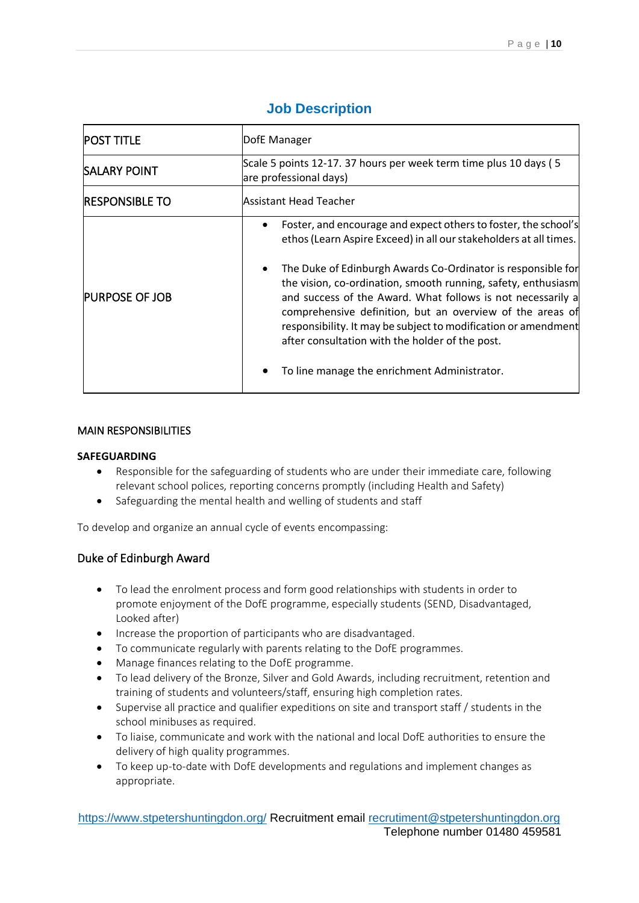## Job Description

| POST TITLE | DofE Manager |
|---|---|
| SALARY POINT | Scale 5 points 12-17. 37 hours per week term time plus 10 days ( 5 are professional days) |
| RESPONSIBLE TO | Assistant Head Teacher |
| PURPOSE OF JOB | • Foster, and encourage and expect others to foster, the school's ethos (Learn Aspire Exceed) in all our stakeholders at all times.<br><br>• The Duke of Edinburgh Awards Co-Ordinator is responsible for the vision, co-ordination, smooth running, safety, enthusiasm and success of the Award. What follows is not necessarily a comprehensive definition, but an overview of the areas of responsibility. It may be subject to modification or amendment after consultation with the holder of the post.<br><br>• To line manage the enrichment Administrator. |

MAIN RESPONSIBILITIES

**SAFEGUARDING**

- Responsible for the safeguarding of students who are under their immediate care, following relevant school polices, reporting concerns promptly (including Health and Safety)
- Safeguarding the mental health and welling of students and staff

To develop and organize an annual cycle of events encompassing:

### Duke of Edinburgh Award

- To lead the enrolment process and form good relationships with students in order to promote enjoyment of the DofE programme, especially students (SEND, Disadvantaged, Looked after)
- Increase the proportion of participants who are disadvantaged.
- To communicate regularly with parents relating to the DofE programmes.
- Manage finances relating to the DofE programme.
- To lead delivery of the Bronze, Silver and Gold Awards, including recruitment, retention and training of students and volunteers/staff, ensuring high completion rates.
- Supervise all practice and qualifier expeditions on site and transport staff / students in the school minibuses as required.
- To liaise, communicate and work with the national and local DofE authorities to ensure the delivery of high quality programmes.
- To keep up-to-date with DofE developments and regulations and implement changes as appropriate.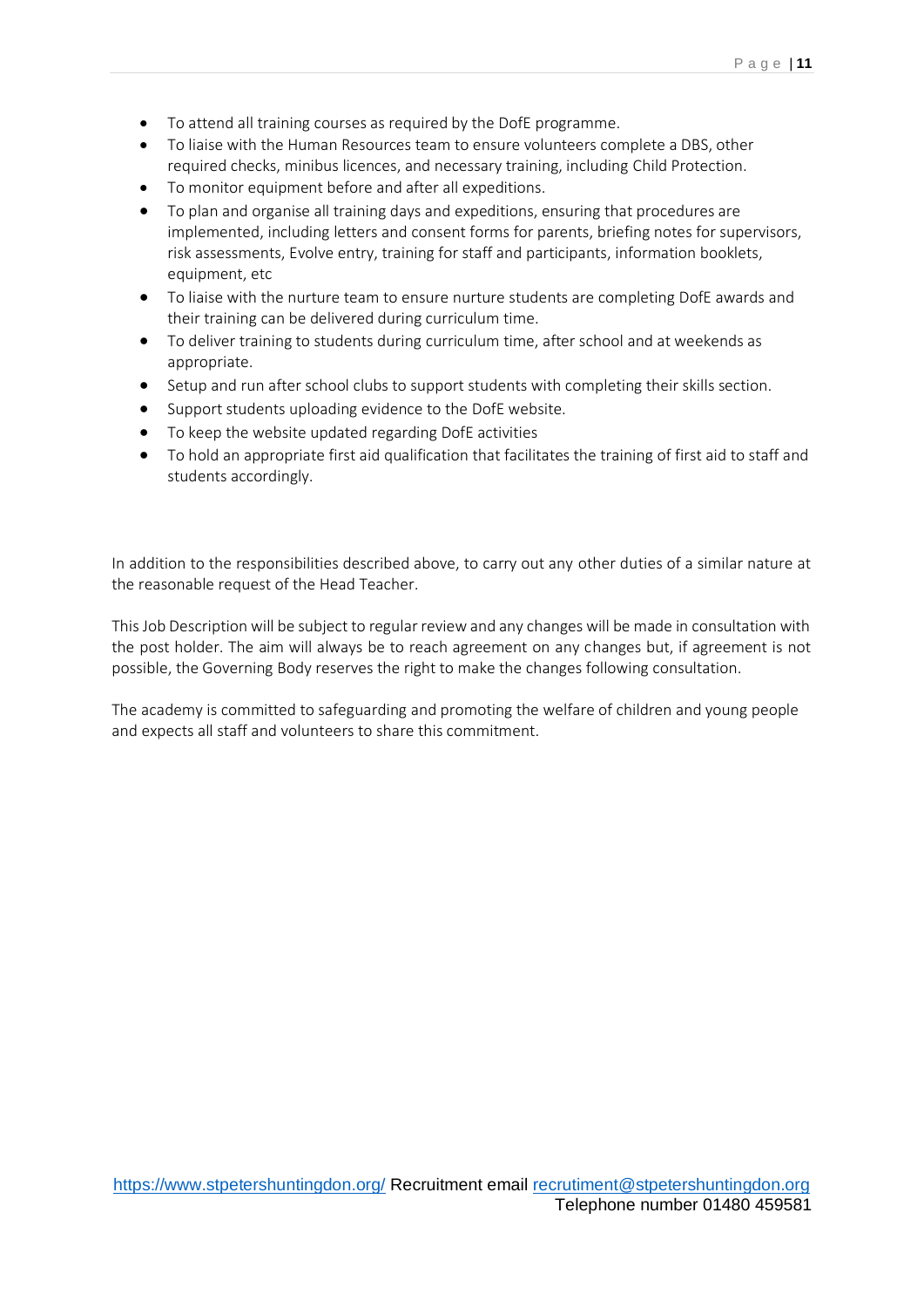- To attend all training courses as required by the DofE programme.
- To liaise with the Human Resources team to ensure volunteers complete a DBS, other required checks, minibus licences, and necessary training, including Child Protection.
- To monitor equipment before and after all expeditions.
- To plan and organise all training days and expeditions, ensuring that procedures are implemented, including letters and consent forms for parents, briefing notes for supervisors, risk assessments, Evolve entry, training for staff and participants, information booklets, equipment, etc
- To liaise with the nurture team to ensure nurture students are completing DofE awards and their training can be delivered during curriculum time.
- To deliver training to students during curriculum time, after school and at weekends as appropriate.
- Setup and run after school clubs to support students with completing their skills section.
- Support students uploading evidence to the DofE website.
- To keep the website updated regarding DofE activities
- To hold an appropriate first aid qualification that facilitates the training of first aid to staff and students accordingly.

In addition to the responsibilities described above, to carry out any other duties of a similar nature at the reasonable request of the Head Teacher.

This Job Description will be subject to regular review and any changes will be made in consultation with the post holder. The aim will always be to reach agreement on any changes but, if agreement is not possible, the Governing Body reserves the right to make the changes following consultation.

The academy is committed to safeguarding and promoting the welfare of children and young people and expects all staff and volunteers to share this commitment.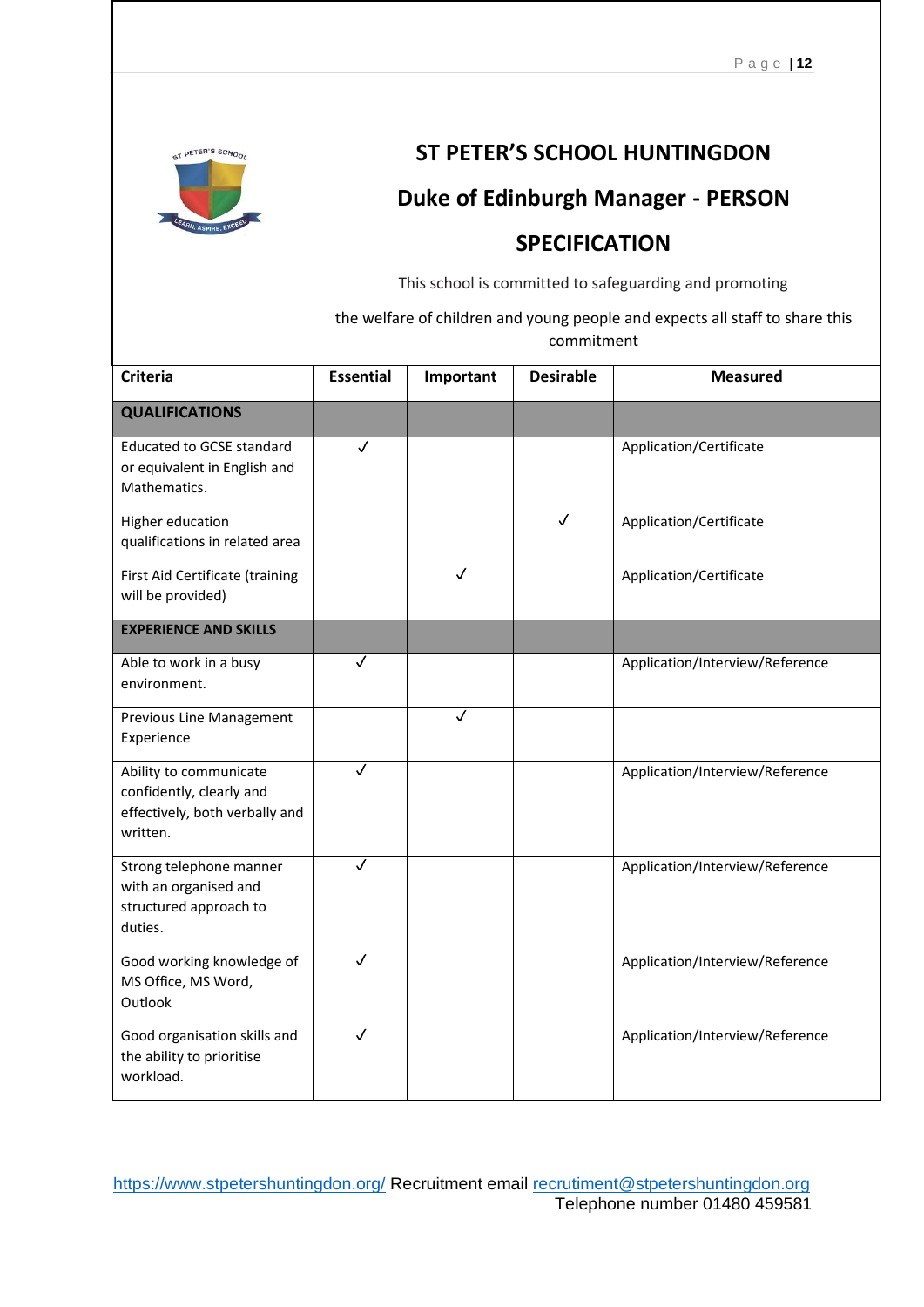# ST PETER'S SCHOOL HUNTINGDON

## Duke of Edinburgh Manager - PERSON SPECIFICATION

This school is committed to safeguarding and promoting

the welfare of children and young people and expects all staff to share this commitment

| Criteria | Essential | Important | Desirable | Measured |
|---|---|---|---|---|
| **QUALIFICATIONS** | | | | |
| Educated to GCSE standard or equivalent in English and Mathematics. | ✓ | | | Application/Certificate |
| Higher education qualifications in related area | | | ✓ | Application/Certificate |
| First Aid Certificate (training will be provided) | | ✓ | | Application/Certificate |
| **EXPERIENCE AND SKILLS** | | | | |
| Able to work in a busy environment. | ✓ | | | Application/Interview/Reference |
| Previous Line Management Experience | | ✓ | | |
| Ability to communicate confidently, clearly and effectively, both verbally and written. | ✓ | | | Application/Interview/Reference |
| Strong telephone manner with an organised and structured approach to duties. | ✓ | | | Application/Interview/Reference |
| Good working knowledge of MS Office, MS Word, Outlook | ✓ | | | Application/Interview/Reference |
| Good organisation skills and the ability to prioritise workload. | ✓ | | | Application/Interview/Reference |

https://www.stpetershuntingdon.org/ Recruitment email recrutiment@stpetershuntingdon.org
Telephone number 01480 459581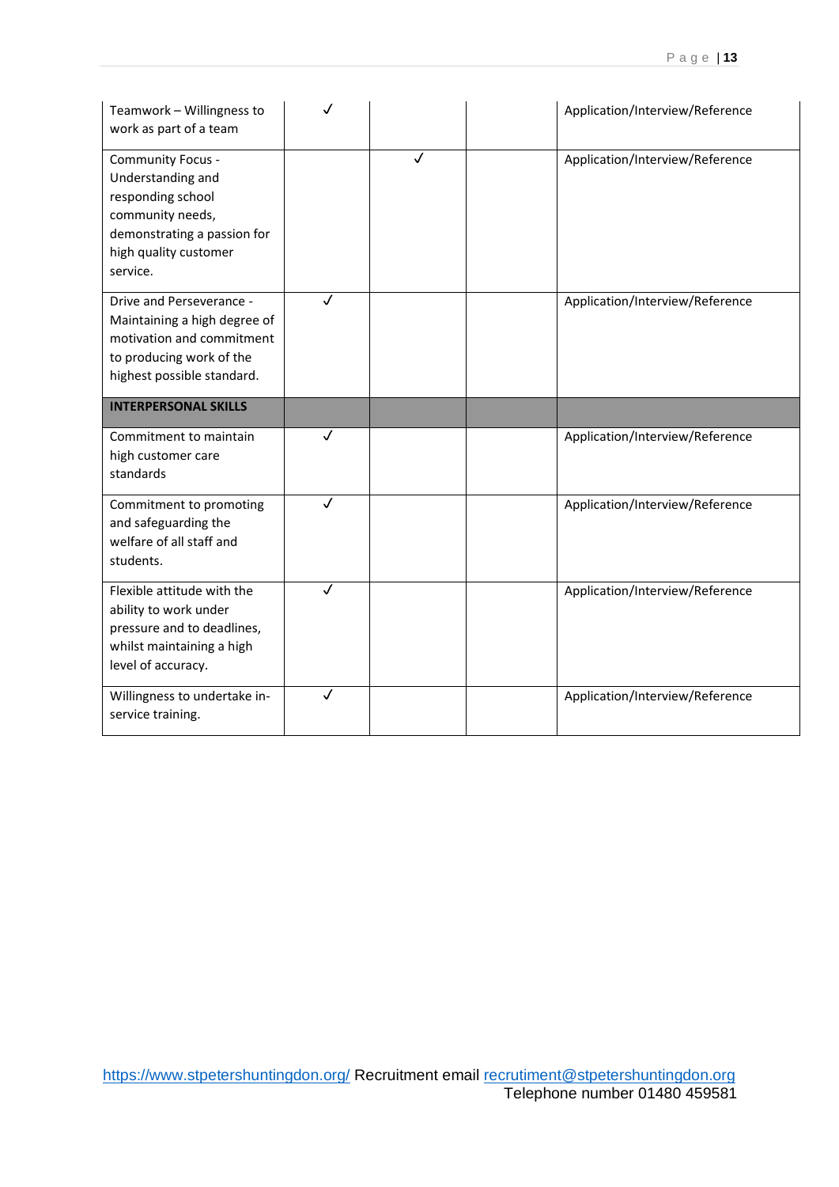| | | | | |
|---|---|---|---|---|
| Teamwork – Willingness to work as part of a team | ✓ | | | Application/Interview/Reference |
| Community Focus - Understanding and responding school community needs, demonstrating a passion for high quality customer service. | | ✓ | | Application/Interview/Reference |
| Drive and Perseverance - Maintaining a high degree of motivation and commitment to producing work of the highest possible standard. | ✓ | | | Application/Interview/Reference |
| **INTERPERSONAL SKILLS** | | | | |
| Commitment to maintain high customer care standards | ✓ | | | Application/Interview/Reference |
| Commitment to promoting and safeguarding the welfare of all staff and students. | ✓ | | | Application/Interview/Reference |
| Flexible attitude with the ability to work under pressure and to deadlines, whilst maintaining a high level of accuracy. | ✓ | | | Application/Interview/Reference |
| Willingness to undertake in-service training. | ✓ | | | Application/Interview/Reference |

https://www.stpetershuntingdon.org/ Recruitment email recrutiment@stpetershuntingdon.org
Telephone number 01480 459581